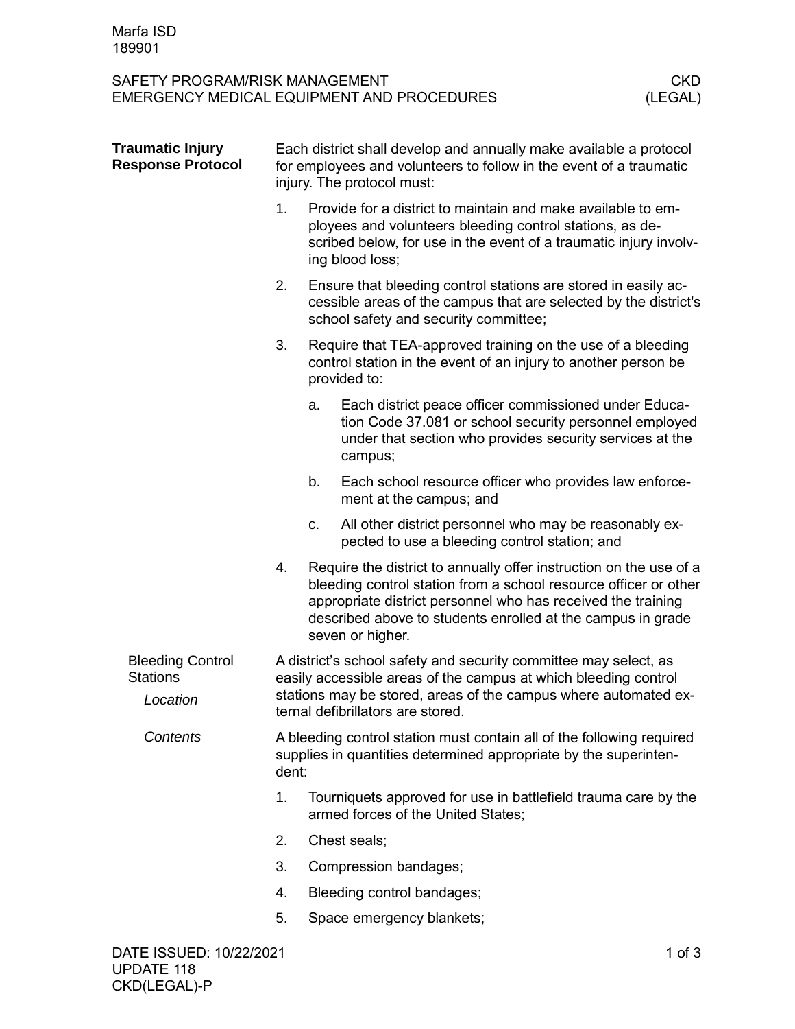Marfa ISD
189901

SAFETY PROGRAM/RISK MANAGEMENT
EMERGENCY MEDICAL EQUIPMENT AND PROCEDURES

CKD
(LEGAL)

## Traumatic Injury Response Protocol

Each district shall develop and annually make available a protocol for employees and volunteers to follow in the event of a traumatic injury. The protocol must:

1. Provide for a district to maintain and make available to employees and volunteers bleeding control stations, as described below, for use in the event of a traumatic injury involving blood loss;
2. Ensure that bleeding control stations are stored in easily accessible areas of the campus that are selected by the district's school safety and security committee;
3. Require that TEA-approved training on the use of a bleeding control station in the event of an injury to another person be provided to:
   a. Each district peace officer commissioned under Education Code 37.081 or school security personnel employed under that section who provides security services at the campus;
   b. Each school resource officer who provides law enforcement at the campus; and
   c. All other district personnel who may be reasonably expected to use a bleeding control station; and
4. Require the district to annually offer instruction on the use of a bleeding control station from a school resource officer or other appropriate district personnel who has received the training described above to students enrolled at the campus in grade seven or higher.

### Bleeding Control Stations

#### *Location*

A district's school safety and security committee may select, as easily accessible areas of the campus at which bleeding control stations may be stored, areas of the campus where automated external defibrillators are stored.

#### *Contents*

A bleeding control station must contain all of the following required supplies in quantities determined appropriate by the superintendent:

1. Tourniquets approved for use in battlefield trauma care by the armed forces of the United States;
2. Chest seals;
3. Compression bandages;
4. Bleeding control bandages;
5. Space emergency blankets;

DATE ISSUED: 10/22/2021
UPDATE 118
CKD(LEGAL)-P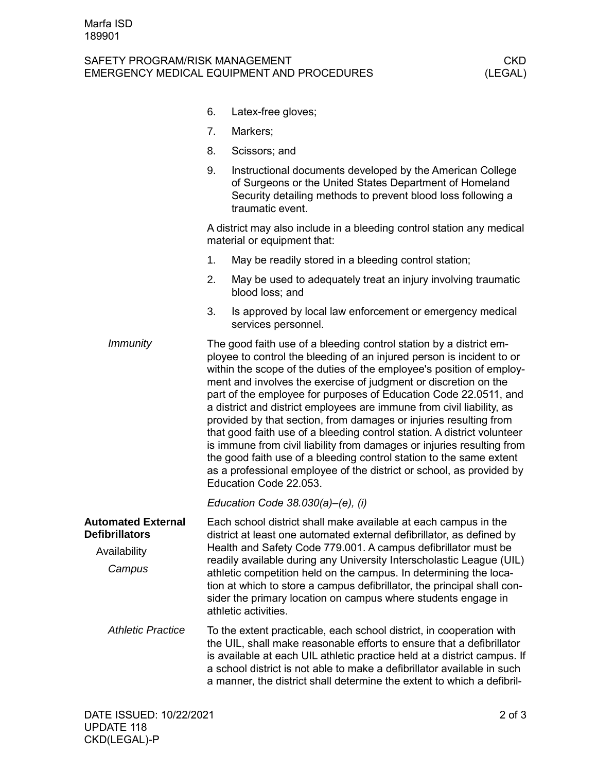6. Latex-free gloves;
7. Markers;
8. Scissors; and
9. Instructional documents developed by the American College of Surgeons or the United States Department of Homeland Security detailing methods to prevent blood loss following a traumatic event.

A district may also include in a bleeding control station any medical material or equipment that:

1. May be readily stored in a bleeding control station;
2. May be used to adequately treat an injury involving traumatic blood loss; and
3. Is approved by local law enforcement or emergency medical services personnel.

*Immunity*

The good faith use of a bleeding control station by a district employee to control the bleeding of an injured person is incident to or within the scope of the duties of the employee's position of employment and involves the exercise of judgment or discretion on the part of the employee for purposes of Education Code 22.0511, and a district and district employees are immune from civil liability, as provided by that section, from damages or injuries resulting from that good faith use of a bleeding control station. A district volunteer is immune from civil liability from damages or injuries resulting from the good faith use of a bleeding control station to the same extent as a professional employee of the district or school, as provided by Education Code 22.053.

*Education Code 38.030(a)–(e), (i)*

**Automated External Defibrillators**

Availability

*Campus*

Each school district shall make available at each campus in the district at least one automated external defibrillator, as defined by Health and Safety Code 779.001. A campus defibrillator must be readily available during any University Interscholastic League (UIL) athletic competition held on the campus. In determining the location at which to store a campus defibrillator, the principal shall consider the primary location on campus where students engage in athletic activities.

*Athletic Practice*

To the extent practicable, each school district, in cooperation with the UIL, shall make reasonable efforts to ensure that a defibrillator is available at each UIL athletic practice held at a district campus. If a school district is not able to make a defibrillator available in such a manner, the district shall determine the extent to which a defibril-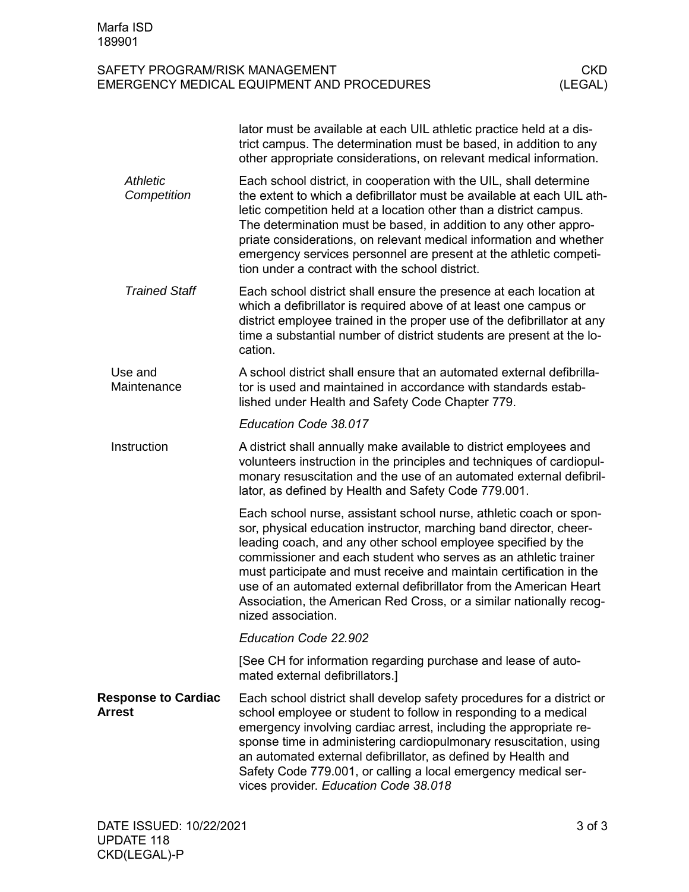lator must be available at each UIL athletic practice held at a district campus. The determination must be based, in addition to any other appropriate considerations, on relevant medical information.

*Athletic Competition*

Each school district, in cooperation with the UIL, shall determine the extent to which a defibrillator must be available at each UIL athletic competition held at a location other than a district campus. The determination must be based, in addition to any other appropriate considerations, on relevant medical information and whether emergency services personnel are present at the athletic competition under a contract with the school district.

*Trained Staff*

Each school district shall ensure the presence at each location at which a defibrillator is required above of at least one campus or district employee trained in the proper use of the defibrillator at any time a substantial number of district students are present at the location.

Use and Maintenance

A school district shall ensure that an automated external defibrillator is used and maintained in accordance with standards established under Health and Safety Code Chapter 779.

*Education Code 38.017*

Instruction

A district shall annually make available to district employees and volunteers instruction in the principles and techniques of cardiopulmonary resuscitation and the use of an automated external defibrillator, as defined by Health and Safety Code 779.001.

Each school nurse, assistant school nurse, athletic coach or sponsor, physical education instructor, marching band director, cheerleading coach, and any other school employee specified by the commissioner and each student who serves as an athletic trainer must participate and must receive and maintain certification in the use of an automated external defibrillator from the American Heart Association, the American Red Cross, or a similar nationally recognized association.

*Education Code 22.902*

[See CH for information regarding purchase and lease of automated external defibrillators.]

**Response to Cardiac Arrest**

Each school district shall develop safety procedures for a district or school employee or student to follow in responding to a medical emergency involving cardiac arrest, including the appropriate response time in administering cardiopulmonary resuscitation, using an automated external defibrillator, as defined by Health and Safety Code 779.001, or calling a local emergency medical services provider. *Education Code 38.018*